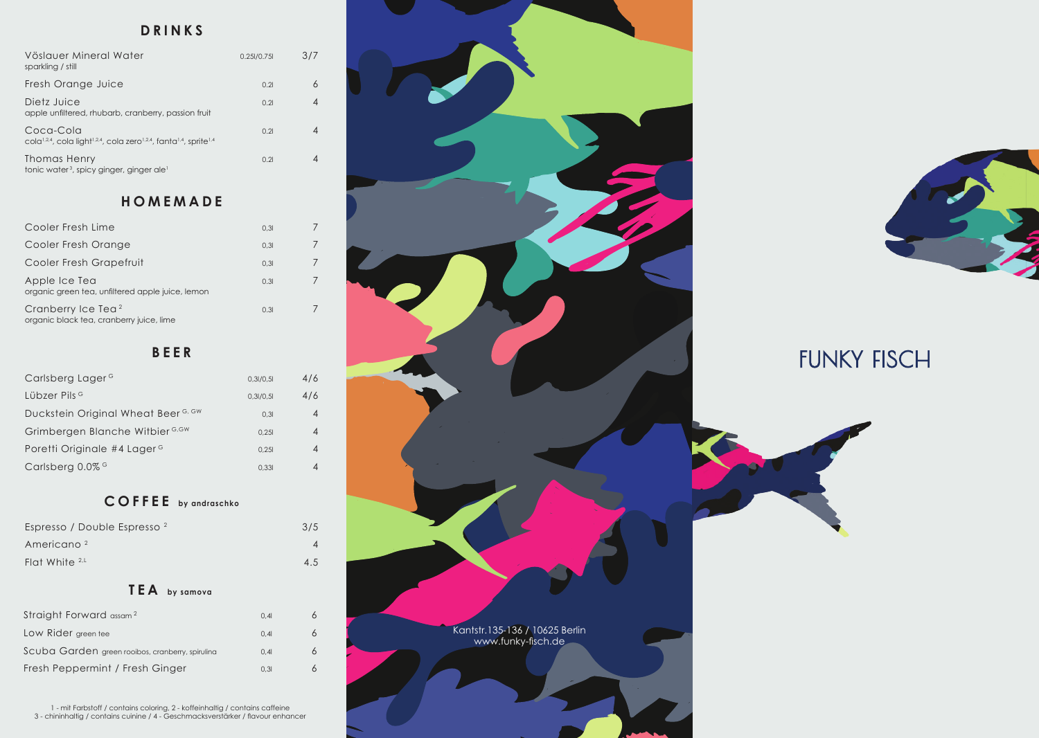## DRINKS

| | | |
|---|---|---|
| Vöslauer Mineral Water<br>sparkling / still | 0.25l/0.75l | 3/7 |
| Fresh Orange Juice | 0.2l | 6 |
| Dietz Juice<br>apple unfiltered, rhubarb, cranberry, passion fruit | 0.2l | 4 |
| Coca-Cola<br>cola[1,2,4], cola light[1,2,4], cola zero[1,2,4], fanta[1,4], sprite[1,4] | 0.2l | 4 |
| Thomas Henry<br>tonic water[3], spicy ginger, ginger ale[1] | 0.2l | 4 |

## HOMEMADE

| | | |
|---|---|---|
| Cooler Fresh Lime | 0,3l | 7 |
| Cooler Fresh Orange | 0,3l | 7 |
| Cooler Fresh Grapefruit | 0,3l | 7 |
| Apple Ice Tea<br>organic green tea, unfiltered apple juice, lemon | 0.3l | 7 |
| Cranberry Ice Tea[2]<br>organic black tea, cranberry juice, lime | 0.3l | 7 |

## BEER

| | | |
|---|---|---|
| Carlsberg Lager[G] | 0,3l/0,5l | 4/6 |
| Lübzer Pils[G] | 0,3l/0,5l | 4/6 |
| Duckstein Original Wheat Beer[G, GW] | 0,3l | 4 |
| Grimbergen Blanche Witbier[G,GW] | 0,25l | 4 |
| Poretti Originale #4 Lager[G] | 0,25l | 4 |
| Carlsberg 0.0%[G] | 0,33l | 4 |

## COFFEE by andraschko

| | |
|---|---|
| Espresso / Double Espresso[2] | 3/5 |
| Americano[2] | 4 |
| Flat White[2,L] | 4.5 |

## TEA by samova

| | | |
|---|---|---|
| Straight Forward assam[2] | 0,4l | 6 |
| Low Rider green tee | 0,4l | 6 |
| Scuba Garden green rooibos, cranberry, spirulina | 0,4l | 6 |
| Fresh Peppermint / Fresh Ginger | 0,3l | 6 |

1 - mit Farbstoff / contains coloring, 2 - koffeinhaltig / contains caffeine
3 - chininhaltig / contains cuinine / 4 - Geschmacksverstärker / flavour enhancer

Kantstr.135-136 / 10625 Berlin
www.funky-fisch.de

# FUNKY FISCH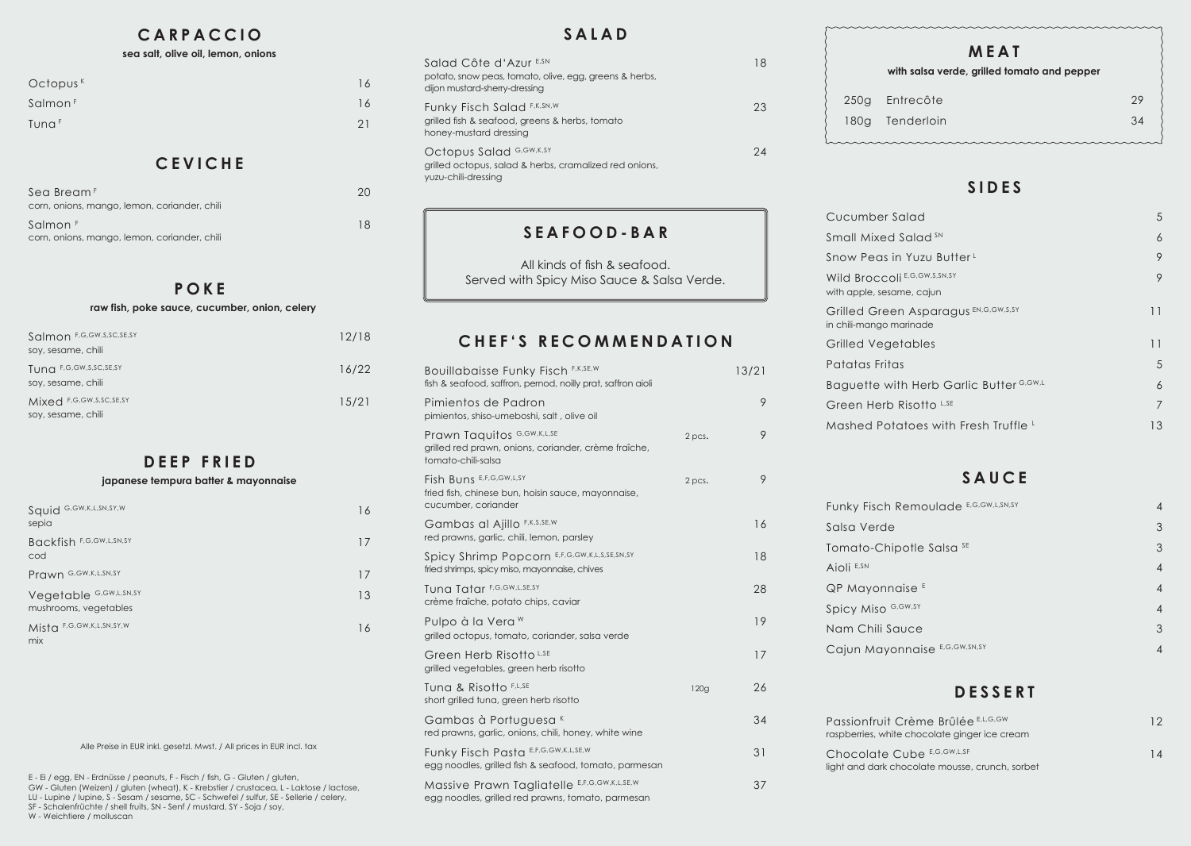## CARPACCIO

**sea salt, olive oil, lemon, onions**

| | |
|---|---|
| Octopus [K] | 16 |
| Salmon [F] | 16 |
| Tuna [F] | 21 |

## CEVICHE

| | |
|---|---|
| Sea Bream [F]<br>corn, onions, mango, lemon, coriander, chili | 20 |
| Salmon [F]<br>corn, onions, mango, lemon, coriander, chili | 18 |

## POKE

**raw fish, poke sauce, cucumber, onion, celery**

| | |
|---|---|
| Salmon [F,G,GW,S,SC,SE,SY]<br>soy, sesame, chili | 12/18 |
| Tuna [F,G,GW,S,SC,SE,SY]<br>soy, sesame, chili | 16/22 |
| Mixed [F,G,GW,S,SC,SE,SY]<br>soy, sesame, chili | 15/21 |

## DEEP FRIED

**japanese tempura batter & mayonnaise**

| | |
|---|---|
| Squid [G,GW,K,L,SN,SY,W]<br>sepia | 16 |
| Backfish [F,G,GW,L,SN,SY]<br>cod | 17 |
| Prawn [G,GW,K,L,SN,SY] | 17 |
| Vegetable [G,GW,L,SN,SY]<br>mushrooms, vegetables | 13 |
| Mista [F,G,GW,K,L,SN,SY,W]<br>mix | 16 |

Alle Preise in EUR inkl. gesetzl. Mwst. / All prices in EUR incl. tax

E - Ei / egg, EN - Erdnüsse / peanuts, F - Fisch / fish, G - Gluten / gluten,
GW - Gluten (Weizen) / gluten (wheat), K - Krebstier / crustacea, L - Laktose / lactose,
LU - Lupine / lupine, S - Sesam / sesame, SC - Schwefel / sulfur, SE - Sellerie / celery,
SF - Schalenfrüchte / shell fruits, SN - Senf / mustard, SY - Soja / soy,
W - Weichtiere / molluscan

## SALAD

| | |
|---|---|
| Salad Côte d'Azur [E,SN]<br>potato, snow peas, tomato, olive, egg, greens & herbs, dijon mustard-sherry-dressing | 18 |
| Funky Fisch Salad [F,K,SN,W]<br>grilled fish & seafood, greens & herbs, tomato honey-mustard dressing | 23 |
| Octopus Salad [G,GW,K,SY]<br>grilled octopus, salad & herbs, cramalized red onions, yuzu-chili-dressing | 24 |

## SEAFOOD-BAR

All kinds of fish & seafood.
Served with Spicy Miso Sauce & Salsa Verde.

## CHEF'S RECOMMENDATION

| | | |
|---|---|---|
| Bouillabaisse Funky Fisch [F,K,SE,W]<br>fish & seafood, saffron, pernod, noilly prat, saffron aioli | | 13/21 |
| Pimientos de Padron<br>pimientos, shiso-umeboshi, salt , olive oil | | 9 |
| Prawn Taquitos [G,GW,K,L,SE]<br>grilled red prawn, onions, coriander, crème fraîche, tomato-chili-salsa | 2 pcs. | 9 |
| Fish Buns [E,F,G,GW,L,SY]<br>fried fish, chinese bun, hoisin sauce, mayonnaise, cucumber, coriander | 2 pcs. | 9 |
| Gambas al Ajillo [F,K,S,SE,W]<br>red prawns, garlic, chili, lemon, parsley | | 16 |
| Spicy Shrimp Popcorn [E,F,G,GW,K,L,S,SE,SN,SY]<br>fried shrimps, spicy miso, mayonnaise, chives | | 18 |
| Tuna Tatar [F,G,GW,L,SE,SY]<br>crème fraîche, potato chips, caviar | | 28 |
| Pulpo à la Vera [W]<br>grilled octopus, tomato, coriander, salsa verde | | 19 |
| Green Herb Risotto [L,SE]<br>grilled vegetables, green herb risotto | | 17 |
| Tuna & Risotto [F,L,SE]<br>short grilled tuna, green herb risotto | 120g | 26 |
| Gambas à Portuguesa [K]<br>red prawns, garlic, onions, chili, honey, white wine | | 34 |
| Funky Fisch Pasta [E,F,G,GW,K,L,SE,W]<br>egg noodles, grilled fish & seafood, tomato, parmesan | | 31 |
| Massive Prawn Tagliatelle [E,F,G,GW,K,L,SE,W]<br>egg noodles, grilled red prawns, tomato, parmesan | | 37 |

## MEAT

**with salsa verde, grilled tomato and pepper**

| | | |
|---|---|---|
| 250g | Entrecôte | 29 |
| 180g | Tenderloin | 34 |

## SIDES

| | |
|---|---|
| Cucumber Salad | 5 |
| Small Mixed Salad [SN] | 6 |
| Snow Peas in Yuzu Butter [L] | 9 |
| Wild Broccoli [E,G,GW,S,SN,SY]<br>with apple, sesame, cajun | 9 |
| Grilled Green Asparagus [EN,G,GW,S,SY]<br>in chili-mango marinade | 11 |
| Grilled Vegetables | 11 |
| Patatas Fritas | 5 |
| Baguette with Herb Garlic Butter [G,GW,L] | 6 |
| Green Herb Risotto [L,SE] | 7 |
| Mashed Potatoes with Fresh Truffle [L] | 13 |

## SAUCE

| | |
|---|---|
| Funky Fisch Remoulade [E,G,GW,L,SN,SY] | 4 |
| Salsa Verde | 3 |
| Tomato-Chipotle Salsa [SE] | 3 |
| Aioli [E,SN] | 4 |
| QP Mayonnaise [E] | 4 |
| Spicy Miso [G,GW,SY] | 4 |
| Nam Chili Sauce | 3 |
| Cajun Mayonnaise [E,G,GW,SN,SY] | 4 |

## DESSERT

| | |
|---|---|
| Passionfruit Crème Brûlée [E,L,G,GW]<br>raspberries, white chocolate ginger ice cream | 12 |
| Chocolate Cube [E,G,GW,L,SF]<br>light and dark chocolate mousse, crunch, sorbet | 14 |